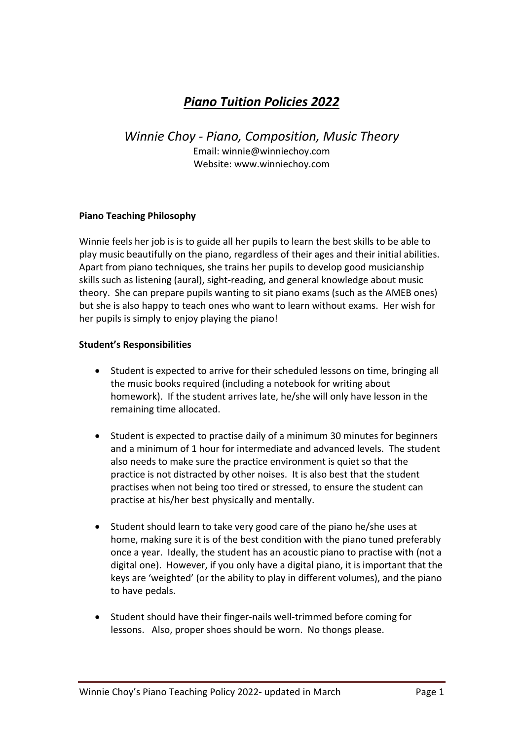# ***Piano Tuition Policies 2022***

*Winnie Choy - Piano, Composition, Music Theory*
Email: winnie@winniechoy.com
Website: www.winniechoy.com

**Piano Teaching Philosophy**

Winnie feels her job is is to guide all her pupils to learn the best skills to be able to play music beautifully on the piano, regardless of their ages and their initial abilities. Apart from piano techniques, she trains her pupils to develop good musicianship skills such as listening (aural), sight-reading, and general knowledge about music theory. She can prepare pupils wanting to sit piano exams (such as the AMEB ones) but she is also happy to teach ones who want to learn without exams. Her wish for her pupils is simply to enjoy playing the piano!

**Student's Responsibilities**

- Student is expected to arrive for their scheduled lessons on time, bringing all the music books required (including a notebook for writing about homework). If the student arrives late, he/she will only have lesson in the remaining time allocated.
- Student is expected to practise daily of a minimum 30 minutes for beginners and a minimum of 1 hour for intermediate and advanced levels. The student also needs to make sure the practice environment is quiet so that the practice is not distracted by other noises. It is also best that the student practises when not being too tired or stressed, to ensure the student can practise at his/her best physically and mentally.
- Student should learn to take very good care of the piano he/she uses at home, making sure it is of the best condition with the piano tuned preferably once a year. Ideally, the student has an acoustic piano to practise with (not a digital one). However, if you only have a digital piano, it is important that the keys are 'weighted' (or the ability to play in different volumes), and the piano to have pedals.
- Student should have their finger-nails well-trimmed before coming for lessons. Also, proper shoes should be worn. No thongs please.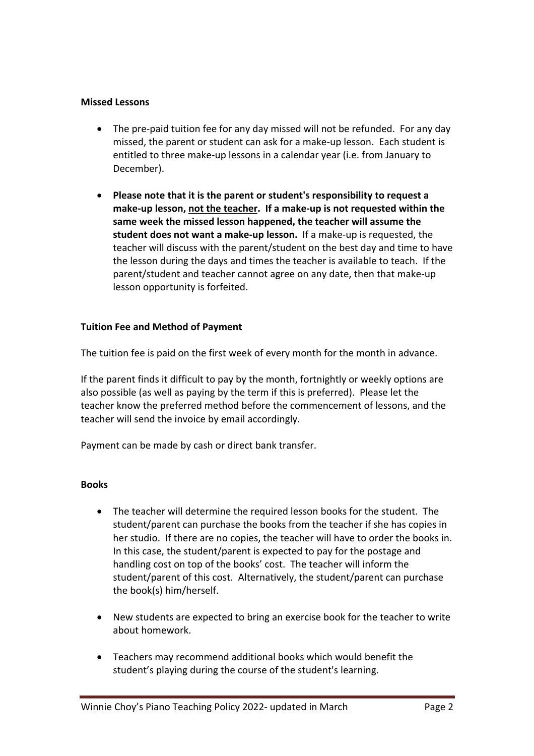**Missed Lessons**

- The pre-paid tuition fee for any day missed will not be refunded. For any day missed, the parent or student can ask for a make-up lesson. Each student is entitled to three make-up lessons in a calendar year (i.e. from January to December).

- **Please note that it is the parent or student's responsibility to request a make-up lesson, <u>not the teacher</u>. If a make-up is not requested within the same week the missed lesson happened, the teacher will assume the student does not want a make-up lesson.** If a make-up is requested, the teacher will discuss with the parent/student on the best day and time to have the lesson during the days and times the teacher is available to teach. If the parent/student and teacher cannot agree on any date, then that make-up lesson opportunity is forfeited.

**Tuition Fee and Method of Payment**

The tuition fee is paid on the first week of every month for the month in advance.

If the parent finds it difficult to pay by the month, fortnightly or weekly options are also possible (as well as paying by the term if this is preferred). Please let the teacher know the preferred method before the commencement of lessons, and the teacher will send the invoice by email accordingly.

Payment can be made by cash or direct bank transfer.

**Books**

- The teacher will determine the required lesson books for the student. The student/parent can purchase the books from the teacher if she has copies in her studio. If there are no copies, the teacher will have to order the books in. In this case, the student/parent is expected to pay for the postage and handling cost on top of the books' cost. The teacher will inform the student/parent of this cost. Alternatively, the student/parent can purchase the book(s) him/herself.

- New students are expected to bring an exercise book for the teacher to write about homework.

- Teachers may recommend additional books which would benefit the student's playing during the course of the student's learning.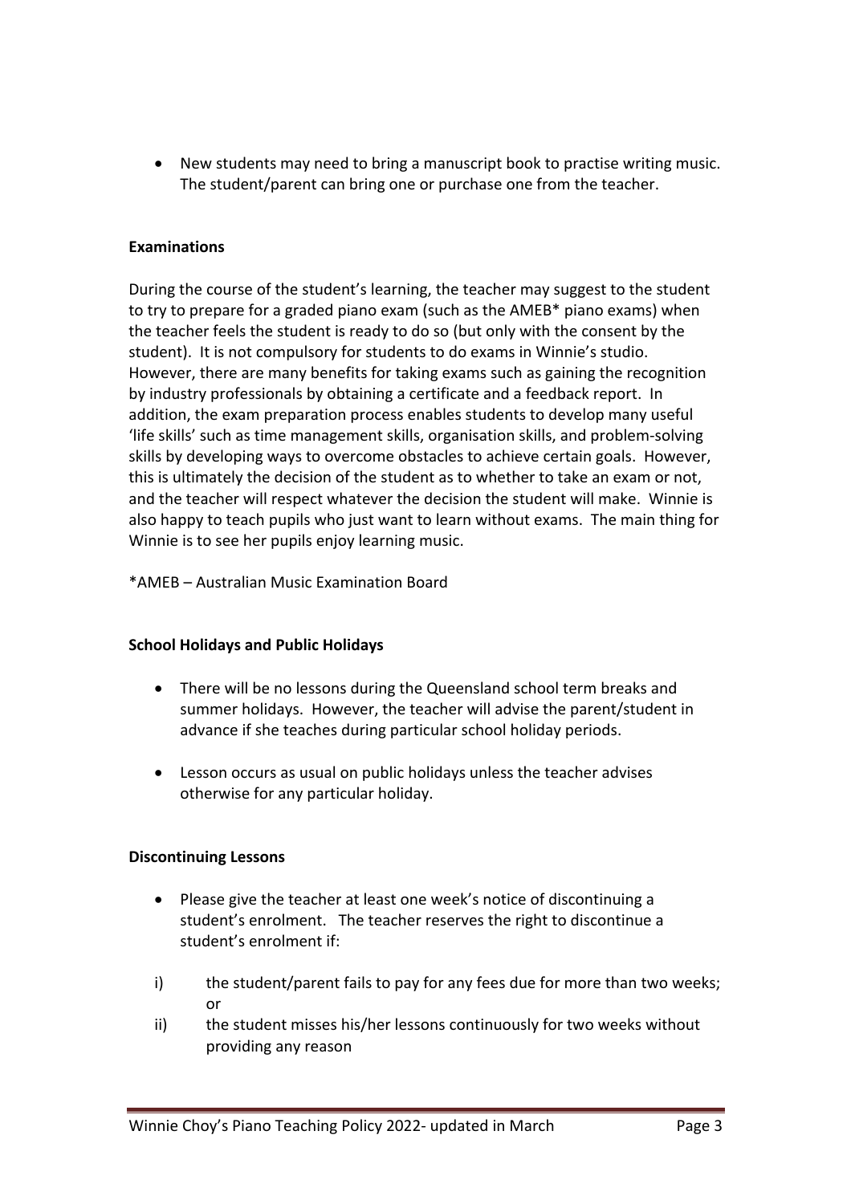- New students may need to bring a manuscript book to practise writing music. The student/parent can bring one or purchase one from the teacher.

**Examinations**

During the course of the student's learning, the teacher may suggest to the student to try to prepare for a graded piano exam (such as the AMEB* piano exams) when the teacher feels the student is ready to do so (but only with the consent by the student). It is not compulsory for students to do exams in Winnie's studio. However, there are many benefits for taking exams such as gaining the recognition by industry professionals by obtaining a certificate and a feedback report. In addition, the exam preparation process enables students to develop many useful 'life skills' such as time management skills, organisation skills, and problem-solving skills by developing ways to overcome obstacles to achieve certain goals. However, this is ultimately the decision of the student as to whether to take an exam or not, and the teacher will respect whatever the decision the student will make. Winnie is also happy to teach pupils who just want to learn without exams. The main thing for Winnie is to see her pupils enjoy learning music.

*AMEB – Australian Music Examination Board

**School Holidays and Public Holidays**

- There will be no lessons during the Queensland school term breaks and summer holidays. However, the teacher will advise the parent/student in advance if she teaches during particular school holiday periods.

- Lesson occurs as usual on public holidays unless the teacher advises otherwise for any particular holiday.

**Discontinuing Lessons**

- Please give the teacher at least one week's notice of discontinuing a student's enrolment. The teacher reserves the right to discontinue a student's enrolment if:

i) the student/parent fails to pay for any fees due for more than two weeks; or

ii) the student misses his/her lessons continuously for two weeks without providing any reason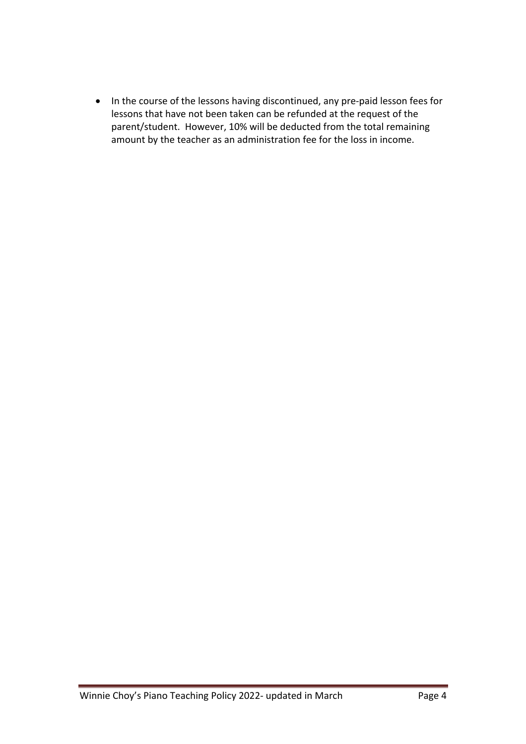- In the course of the lessons having discontinued, any pre-paid lesson fees for lessons that have not been taken can be refunded at the request of the parent/student. However, 10% will be deducted from the total remaining amount by the teacher as an administration fee for the loss in income.